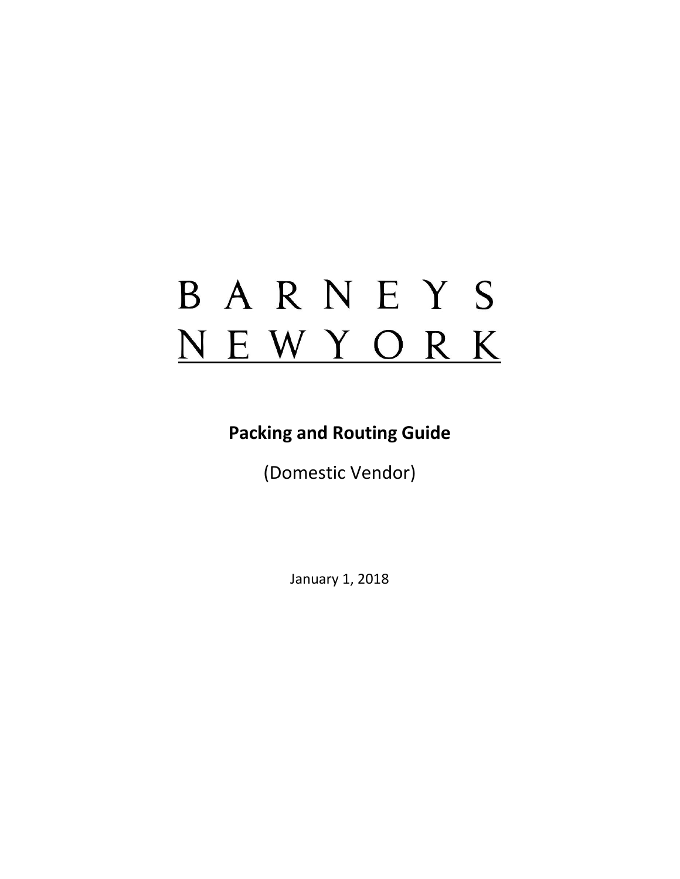# BARNEYS NEW YORK

**Packing and Routing Guide**

(Domestic Vendor)

January 1, 2018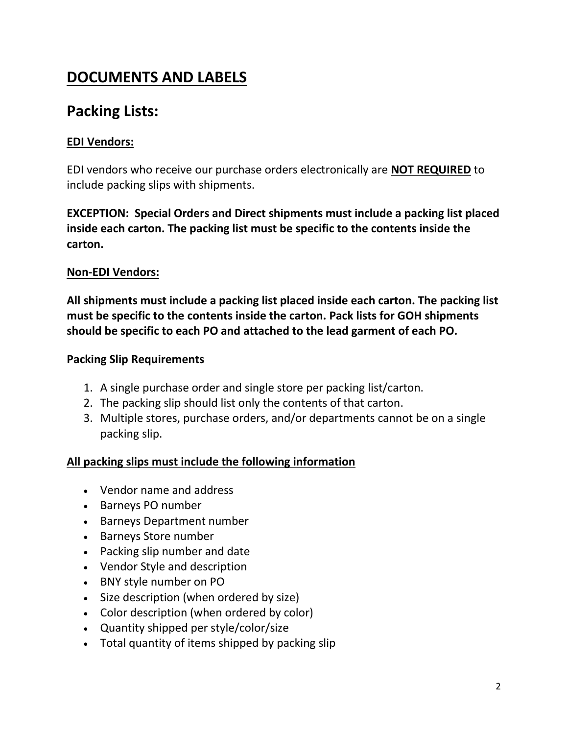# DOCUMENTS AND LABELS

## Packing Lists:

### EDI Vendors:

EDI vendors who receive our purchase orders electronically are **NOT REQUIRED** to include packing slips with shipments.

**EXCEPTION: Special Orders and Direct shipments must include a packing list placed inside each carton. The packing list must be specific to the contents inside the carton.**

### Non-EDI Vendors:

**All shipments must include a packing list placed inside each carton. The packing list must be specific to the contents inside the carton. Pack lists for GOH shipments should be specific to each PO and attached to the lead garment of each PO.**

**Packing Slip Requirements**

1. A single purchase order and single store per packing list/carton.
2. The packing slip should list only the contents of that carton.
3. Multiple stores, purchase orders, and/or departments cannot be on a single packing slip.

**All packing slips must include the following information**

- Vendor name and address
- Barneys PO number
- Barneys Department number
- Barneys Store number
- Packing slip number and date
- Vendor Style and description
- BNY style number on PO
- Size description (when ordered by size)
- Color description (when ordered by color)
- Quantity shipped per style/color/size
- Total quantity of items shipped by packing slip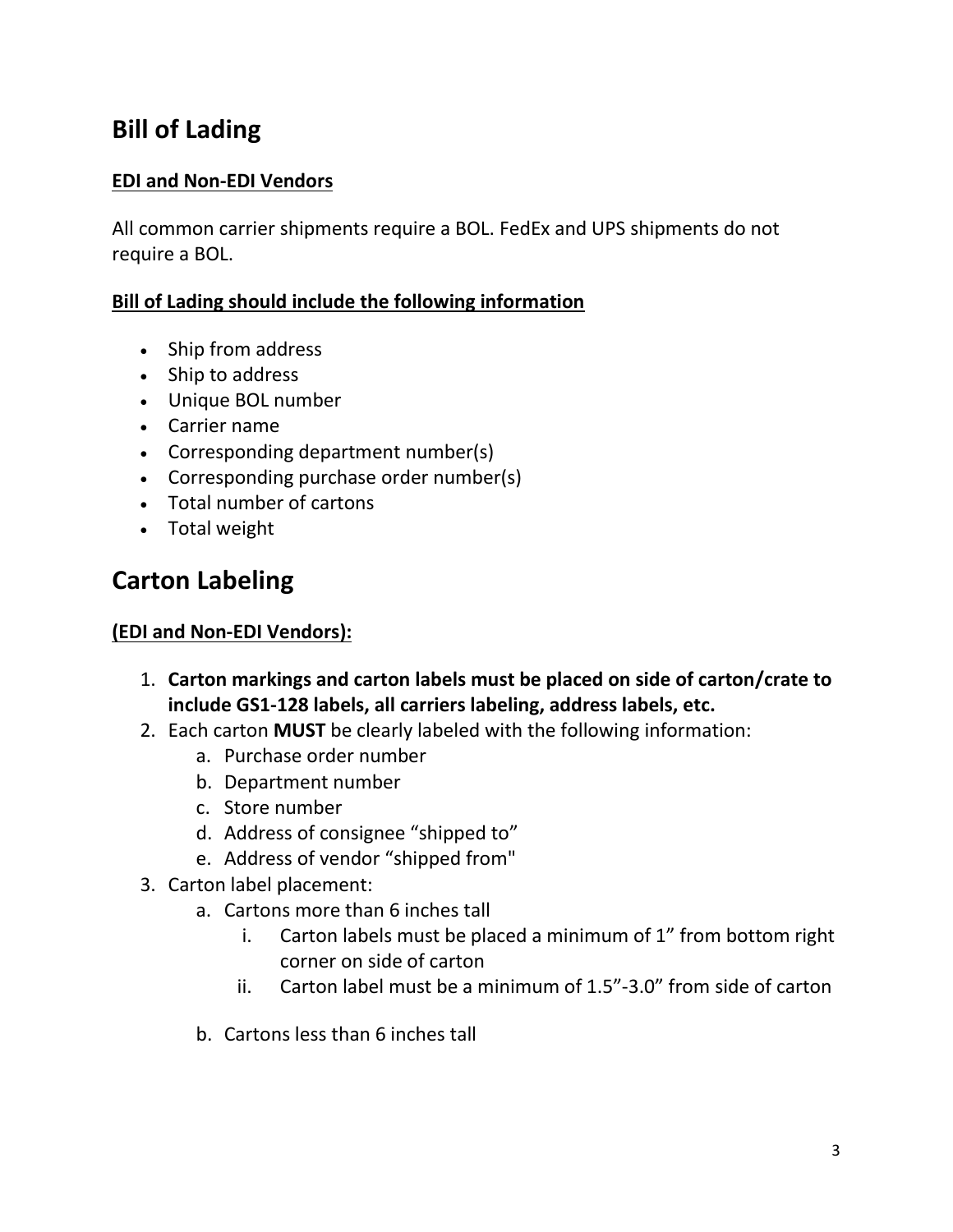## Bill of Lading

**EDI and Non-EDI Vendors**

All common carrier shipments require a BOL. FedEx and UPS shipments do not require a BOL.

**Bill of Lading should include the following information**

- Ship from address
- Ship to address
- Unique BOL number
- Carrier name
- Corresponding department number(s)
- Corresponding purchase order number(s)
- Total number of cartons
- Total weight

## Carton Labeling

**(EDI and Non-EDI Vendors):**

1. **Carton markings and carton labels must be placed on side of carton/crate to include GS1-128 labels, all carriers labeling, address labels, etc.**
2. Each carton **MUST** be clearly labeled with the following information:
   a. Purchase order number
   b. Department number
   c. Store number
   d. Address of consignee “shipped to”
   e. Address of vendor “shipped from"
3. Carton label placement:
   a. Cartons more than 6 inches tall
      i. Carton labels must be placed a minimum of 1” from bottom right corner on side of carton
      ii. Carton label must be a minimum of 1.5”-3.0” from side of carton

   b. Cartons less than 6 inches tall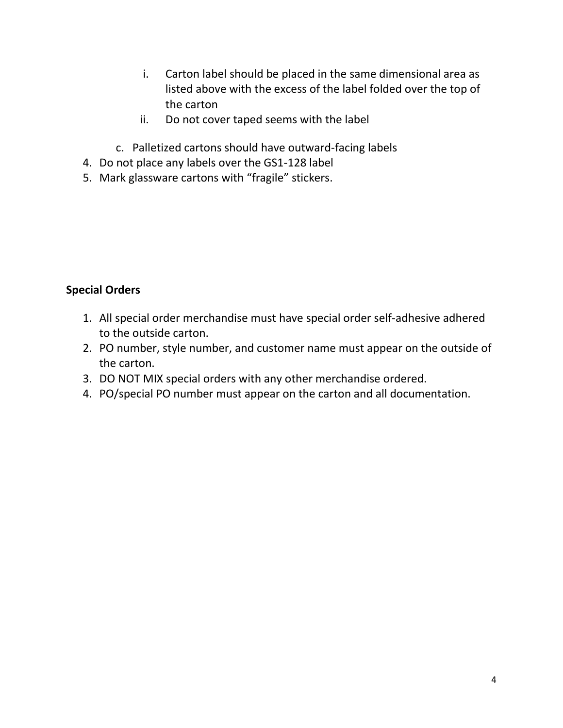i. Carton label should be placed in the same dimensional area as listed above with the excess of the label folded over the top of the carton
  ii. Do not cover taped seems with the label

  c. Palletized cartons should have outward-facing labels

4. Do not place any labels over the GS1-128 label
5. Mark glassware cartons with "fragile" stickers.

**Special Orders**

1. All special order merchandise must have special order self-adhesive adhered to the outside carton.
2. PO number, style number, and customer name must appear on the outside of the carton.
3. DO NOT MIX special orders with any other merchandise ordered.
4. PO/special PO number must appear on the carton and all documentation.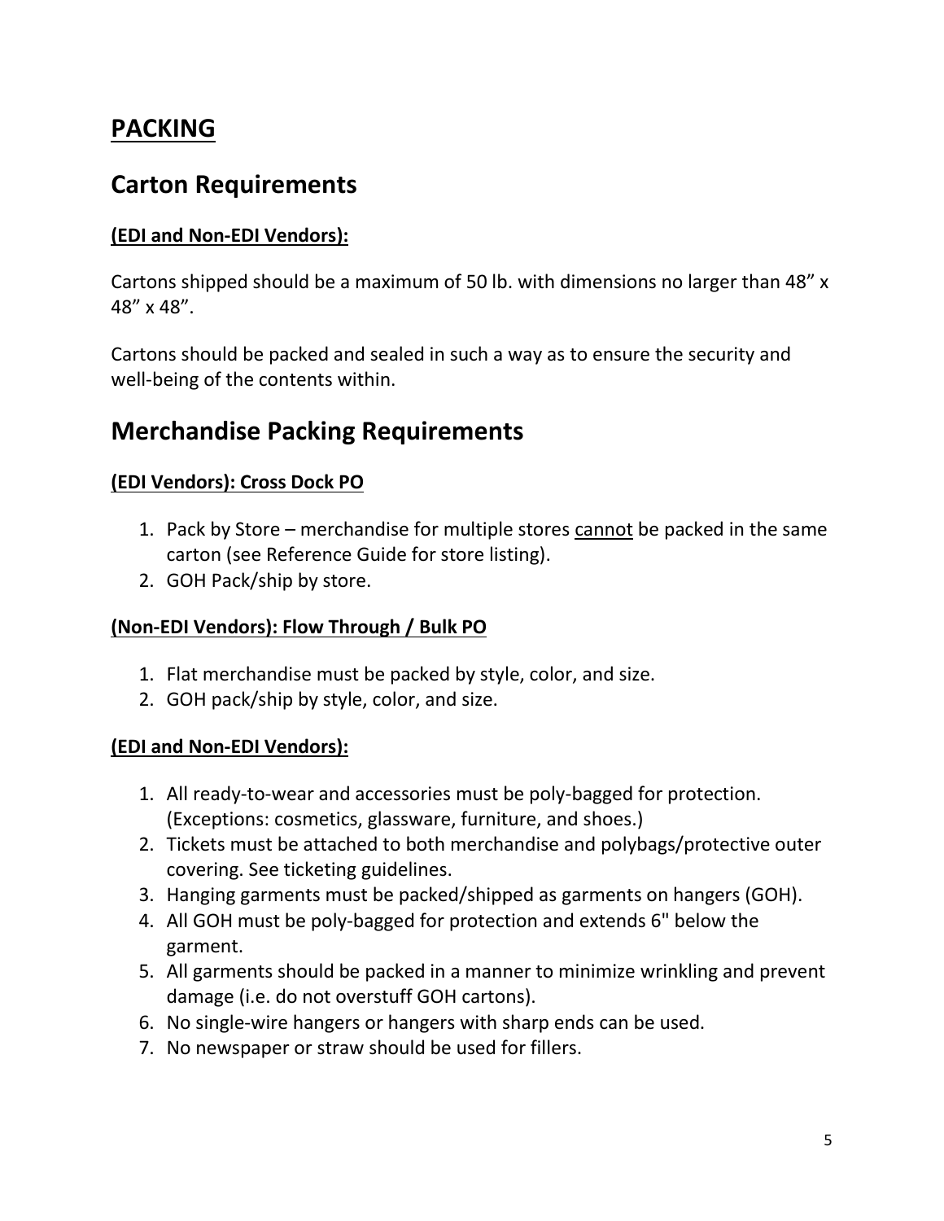# PACKING

## Carton Requirements

**(EDI and Non-EDI Vendors):**

Cartons shipped should be a maximum of 50 lb. with dimensions no larger than 48” x 48” x 48”.

Cartons should be packed and sealed in such a way as to ensure the security and well-being of the contents within.

## Merchandise Packing Requirements

**(EDI Vendors): Cross Dock PO**

1. Pack by Store – merchandise for multiple stores cannot be packed in the same carton (see Reference Guide for store listing).
2. GOH Pack/ship by store.

**(Non-EDI Vendors): Flow Through / Bulk PO**

1. Flat merchandise must be packed by style, color, and size.
2. GOH pack/ship by style, color, and size.

**(EDI and Non-EDI Vendors):**

1. All ready-to-wear and accessories must be poly-bagged for protection. (Exceptions: cosmetics, glassware, furniture, and shoes.)
2. Tickets must be attached to both merchandise and polybags/protective outer covering. See ticketing guidelines.
3. Hanging garments must be packed/shipped as garments on hangers (GOH).
4. All GOH must be poly-bagged for protection and extends 6" below the garment.
5. All garments should be packed in a manner to minimize wrinkling and prevent damage (i.e. do not overstuff GOH cartons).
6. No single-wire hangers or hangers with sharp ends can be used.
7. No newspaper or straw should be used for fillers.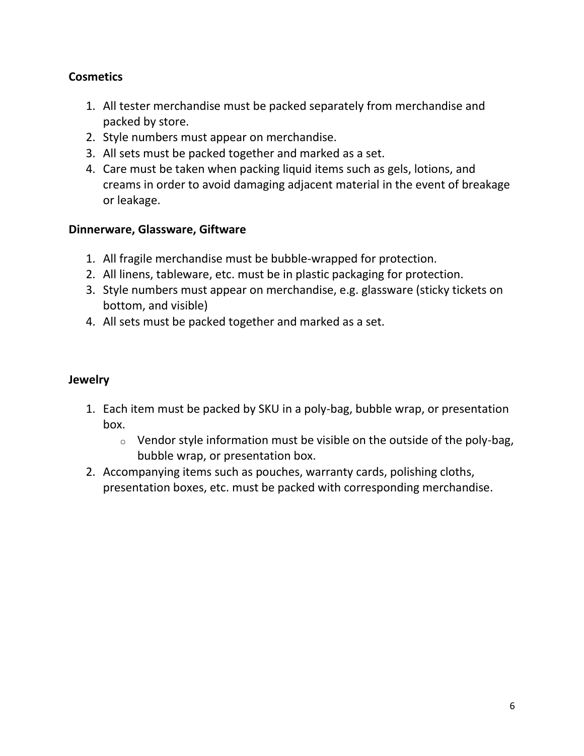**Cosmetics**

1. All tester merchandise must be packed separately from merchandise and packed by store.
2. Style numbers must appear on merchandise.
3. All sets must be packed together and marked as a set.
4. Care must be taken when packing liquid items such as gels, lotions, and creams in order to avoid damaging adjacent material in the event of breakage or leakage.

**Dinnerware, Glassware, Giftware**

1. All fragile merchandise must be bubble-wrapped for protection.
2. All linens, tableware, etc. must be in plastic packaging for protection.
3. Style numbers must appear on merchandise, e.g. glassware (sticky tickets on bottom, and visible)
4. All sets must be packed together and marked as a set.

**Jewelry**

1. Each item must be packed by SKU in a poly-bag, bubble wrap, or presentation box.
   - Vendor style information must be visible on the outside of the poly-bag, bubble wrap, or presentation box.
2. Accompanying items such as pouches, warranty cards, polishing cloths, presentation boxes, etc. must be packed with corresponding merchandise.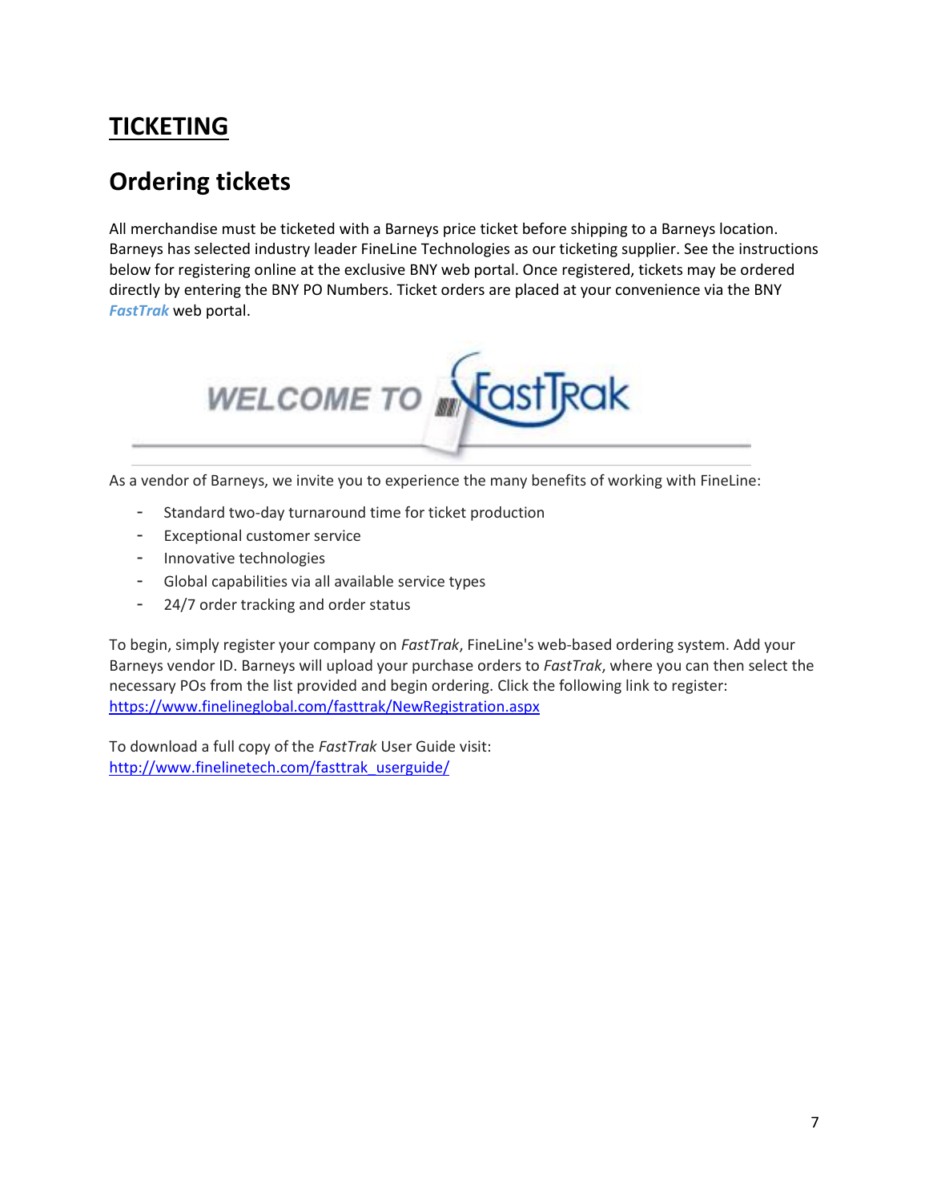# TICKETING

## Ordering tickets

All merchandise must be ticketed with a Barneys price ticket before shipping to a Barneys location. Barneys has selected industry leader FineLine Technologies as our ticketing supplier. See the instructions below for registering online at the exclusive BNY web portal. Once registered, tickets may be ordered directly by entering the BNY PO Numbers. Ticket orders are placed at your convenience via the BNY ***FastTrak*** web portal.

As a vendor of Barneys, we invite you to experience the many benefits of working with FineLine:

- Standard two-day turnaround time for ticket production
- Exceptional customer service
- Innovative technologies
- Global capabilities via all available service types
- 24/7 order tracking and order status

To begin, simply register your company on *FastTrak*, FineLine's web-based ordering system. Add your Barneys vendor ID. Barneys will upload your purchase orders to *FastTrak*, where you can then select the necessary POs from the list provided and begin ordering. Click the following link to register: https://www.finelineglobal.com/fasttrak/NewRegistration.aspx

To download a full copy of the *FastTrak* User Guide visit: http://www.finelinetech.com/fasttrak_userguide/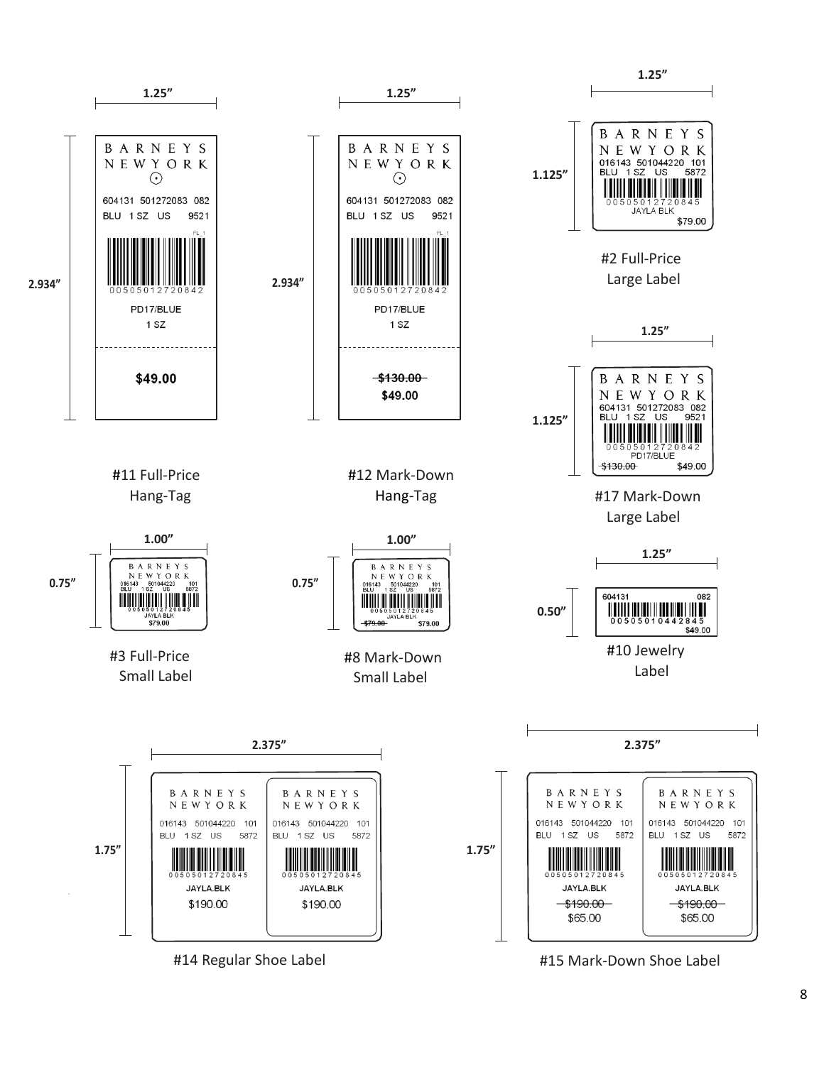**1.25"**

**2.934"**

BARNEYS
NEWYORK

604131 501272083 082
BLU 1 SZ US 9521

FL_1

00505012720842

PD17/BLUE
1 SZ

**$49.00**

#11 Full-Price Hang-Tag

**1.25"**

**2.934"**

BARNEYS
NEWYORK

604131 501272083 082
BLU 1 SZ US 9521

FL_1

00505012720842

PD17/BLUE
1 SZ

~~$130.00~~
**$49.00**

#12 Mark-Down Hang-Tag

**1.25"**

**1.125"**

BARNEYS
NEWYORK
016143 501044220 101
BLU 1 SZ US 5872
00505012720845
JAYLA BLK
$79.00

#2 Full-Price Large Label

**1.25"**

**1.125"**

BARNEYS
NEWYORK
604131 501272083 082
BLU 1 SZ US 9521
00505012720842
PD17/BLUE
~~$130.00~~ $49.00

#17 Mark-Down Large Label

**1.00"**

**0.75"**

BARNEYS
NEWYORK
016143 501044220 101
BLU 1 SZ US 5872
00505012720845
JAYLA BLK
$79.00

#3 Full-Price Small Label

**1.00"**

**0.75"**

BARNEYS
NEWYORK
016143 501044220 101
BLU 1 SZ US 5872
00505012720845
JAYLA BLK
~~$79.00~~ $79.00

#8 Mark-Down Small Label

**1.25"**

**0.50"**

604131 082
00505010442845
$49.00

#10 Jewelry Label

**2.375"**

**1.75"**

| BARNEYS NEWYORK | BARNEYS NEWYORK |
| --- | --- |
| 016143 501044220 101 | 016143 501044220 101 |
| BLU 1 SZ US 5872 | BLU 1 SZ US 5872 |
| 00505012720845 | 00505012720845 |
| JAYLA.BLK | JAYLA.BLK |
| $190.00 | $190.00 |

#14 Regular Shoe Label

**2.375"**

**1.75"**

| BARNEYS NEWYORK | BARNEYS NEWYORK |
| --- | --- |
| 016143 501044220 101 | 016143 501044220 101 |
| BLU 1 SZ US 5872 | BLU 1 SZ US 5872 |
| 00505012720845 | 00505012720845 |
| JAYLA.BLK | JAYLA.BLK |
| ~~$190.00~~ | ~~$190.00~~ |
| $65.00 | $65.00 |

#15 Mark-Down Shoe Label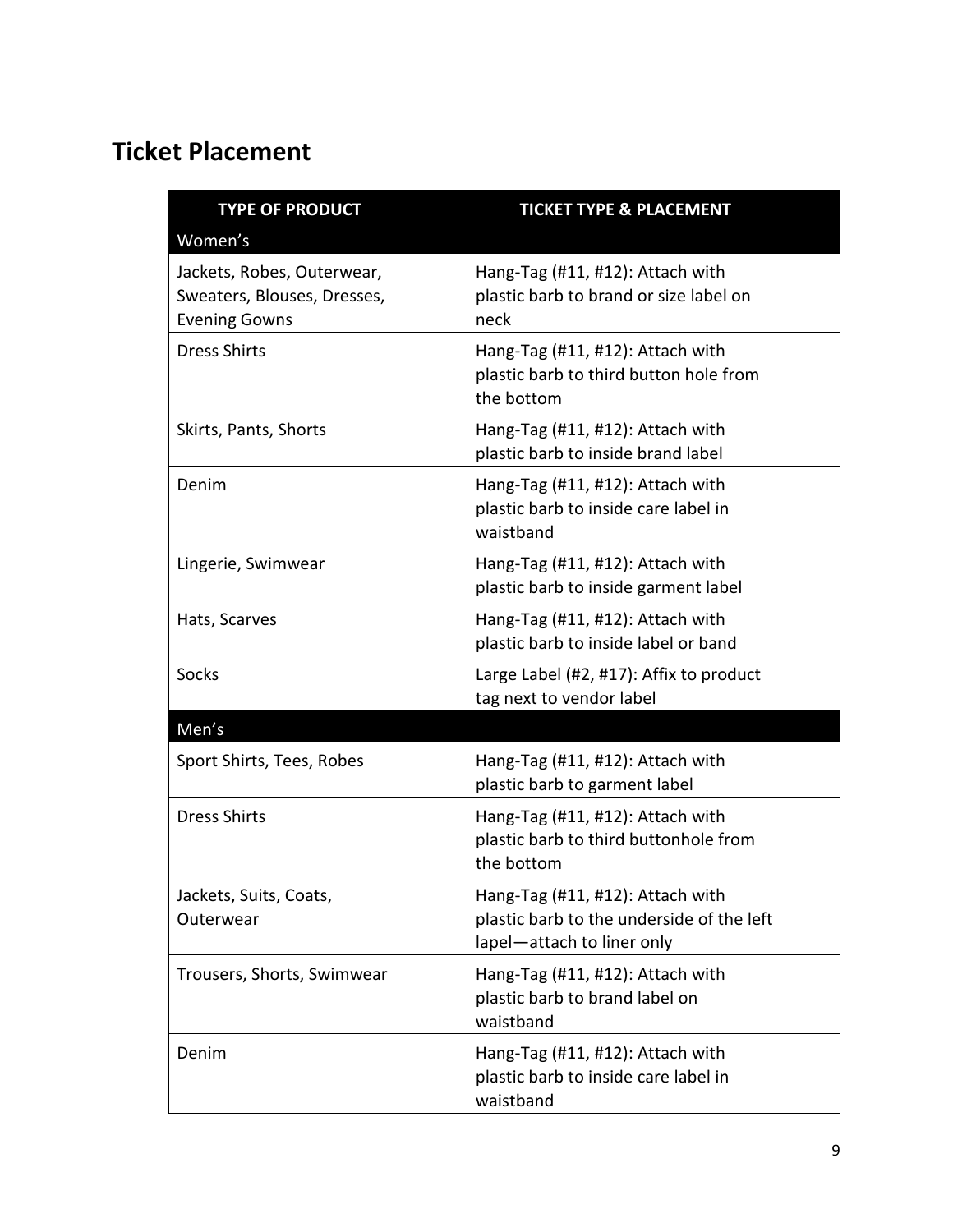## Ticket Placement

| TYPE OF PRODUCT | TICKET TYPE & PLACEMENT |
| --- | --- |
| **Women's** | |
| Jackets, Robes, Outerwear, Sweaters, Blouses, Dresses, Evening Gowns | Hang-Tag (#11, #12): Attach with plastic barb to brand or size label on neck |
| Dress Shirts | Hang-Tag (#11, #12): Attach with plastic barb to third button hole from the bottom |
| Skirts, Pants, Shorts | Hang-Tag (#11, #12): Attach with plastic barb to inside brand label |
| Denim | Hang-Tag (#11, #12): Attach with plastic barb to inside care label in waistband |
| Lingerie, Swimwear | Hang-Tag (#11, #12): Attach with plastic barb to inside garment label |
| Hats, Scarves | Hang-Tag (#11, #12): Attach with plastic barb to inside label or band |
| Socks | Large Label (#2, #17): Affix to product tag next to vendor label |
| **Men's** | |
| Sport Shirts, Tees, Robes | Hang-Tag (#11, #12): Attach with plastic barb to garment label |
| Dress Shirts | Hang-Tag (#11, #12): Attach with plastic barb to third buttonhole from the bottom |
| Jackets, Suits, Coats, Outerwear | Hang-Tag (#11, #12): Attach with plastic barb to the underside of the left lapel—attach to liner only |
| Trousers, Shorts, Swimwear | Hang-Tag (#11, #12): Attach with plastic barb to brand label on waistband |
| Denim | Hang-Tag (#11, #12): Attach with plastic barb to inside care label in waistband |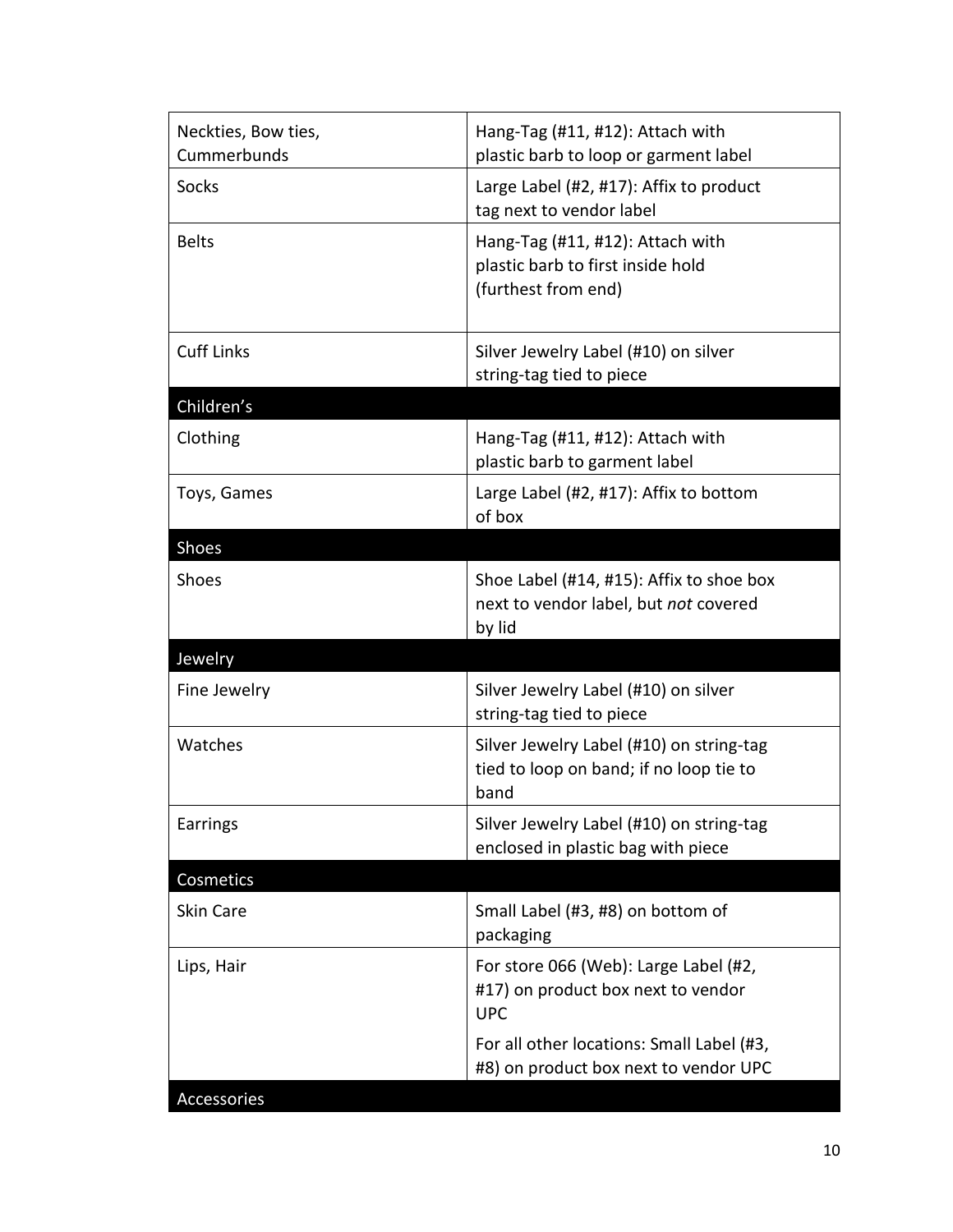| | |
|---|---|
| Neckties, Bow ties, Cummerbunds | Hang-Tag (#11, #12): Attach with plastic barb to loop or garment label |
| Socks | Large Label (#2, #17): Affix to product tag next to vendor label |
| Belts | Hang-Tag (#11, #12): Attach with plastic barb to first inside hold (furthest from end) |
| Cuff Links | Silver Jewelry Label (#10) on silver string-tag tied to piece |
| **Children's** | |
| Clothing | Hang-Tag (#11, #12): Attach with plastic barb to garment label |
| Toys, Games | Large Label (#2, #17): Affix to bottom of box |
| **Shoes** | |
| Shoes | Shoe Label (#14, #15): Affix to shoe box next to vendor label, but *not* covered by lid |
| **Jewelry** | |
| Fine Jewelry | Silver Jewelry Label (#10) on silver string-tag tied to piece |
| Watches | Silver Jewelry Label (#10) on string-tag tied to loop on band; if no loop tie to band |
| Earrings | Silver Jewelry Label (#10) on string-tag enclosed in plastic bag with piece |
| **Cosmetics** | |
| Skin Care | Small Label (#3, #8) on bottom of packaging |
| Lips, Hair | For store 066 (Web): Large Label (#2, #17) on product box next to vendor UPC<br>For all other locations: Small Label (#3, #8) on product box next to vendor UPC |
| **Accessories** | |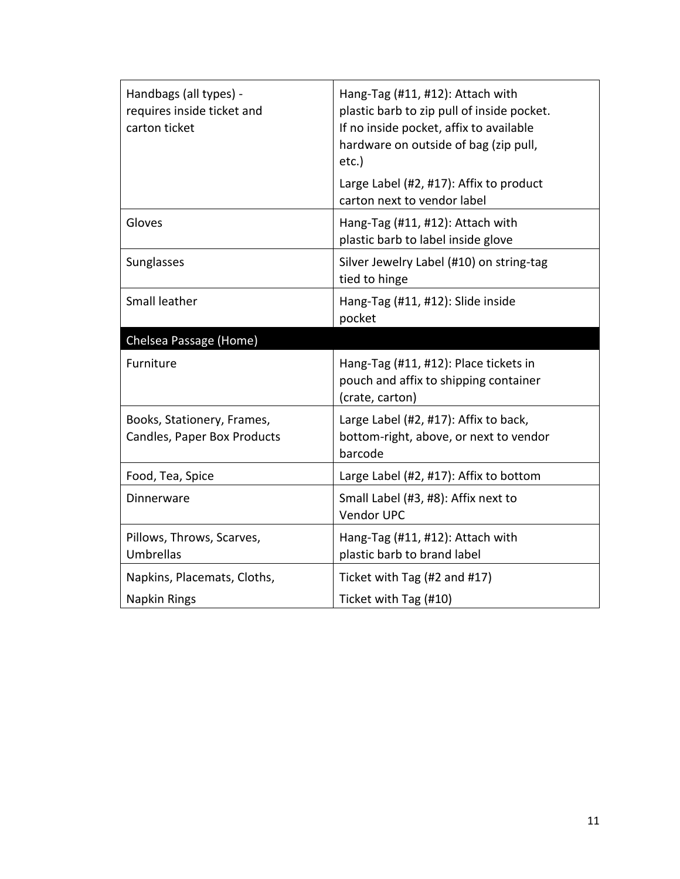| | |
|---|---|
| Handbags (all types) - requires inside ticket and carton ticket | Hang-Tag (#11, #12): Attach with plastic barb to zip pull of inside pocket. If no inside pocket, affix to available hardware on outside of bag (zip pull, etc.)<br><br>Large Label (#2, #17): Affix to product carton next to vendor label |
| Gloves | Hang-Tag (#11, #12): Attach with plastic barb to label inside glove |
| Sunglasses | Silver Jewelry Label (#10) on string-tag tied to hinge |
| Small leather | Hang-Tag (#11, #12): Slide inside pocket |
| **Chelsea Passage (Home)** | |
| Furniture | Hang-Tag (#11, #12): Place tickets in pouch and affix to shipping container (crate, carton) |
| Books, Stationery, Frames, Candles, Paper Box Products | Large Label (#2, #17): Affix to back, bottom-right, above, or next to vendor barcode |
| Food, Tea, Spice | Large Label (#2, #17): Affix to bottom |
| Dinnerware | Small Label (#3, #8): Affix next to Vendor UPC |
| Pillows, Throws, Scarves, Umbrellas | Hang-Tag (#11, #12): Attach with plastic barb to brand label |
| Napkins, Placemats, Cloths,<br><br>Napkin Rings | Ticket with Tag (#2 and #17)<br><br>Ticket with Tag (#10) |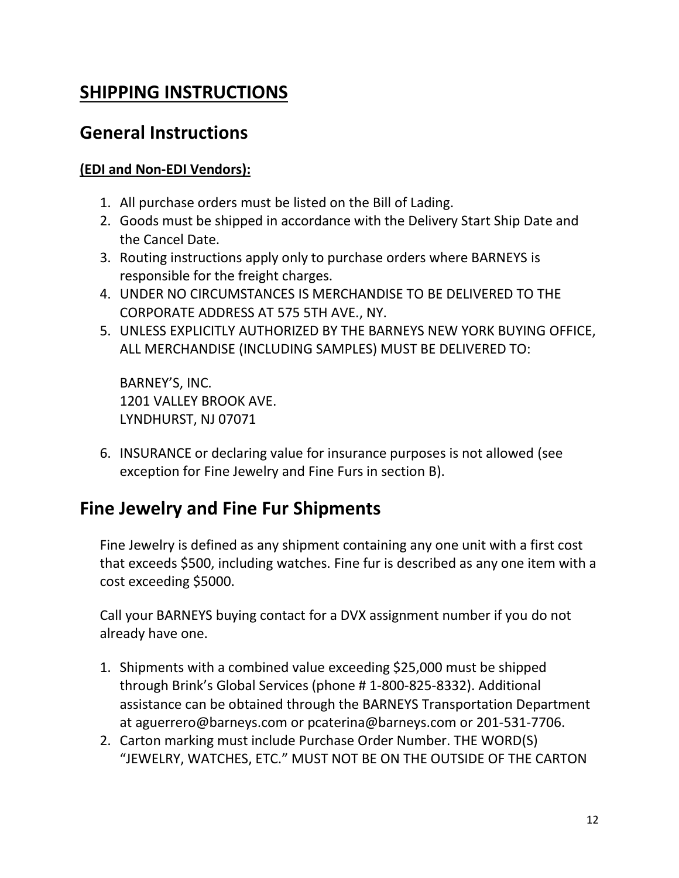# SHIPPING INSTRUCTIONS

## General Instructions

**(EDI and Non-EDI Vendors):**

1. All purchase orders must be listed on the Bill of Lading.
2. Goods must be shipped in accordance with the Delivery Start Ship Date and the Cancel Date.
3. Routing instructions apply only to purchase orders where BARNEYS is responsible for the freight charges.
4. UNDER NO CIRCUMSTANCES IS MERCHANDISE TO BE DELIVERED TO THE CORPORATE ADDRESS AT 575 5TH AVE., NY.
5. UNLESS EXPLICITLY AUTHORIZED BY THE BARNEYS NEW YORK BUYING OFFICE, ALL MERCHANDISE (INCLUDING SAMPLES) MUST BE DELIVERED TO:

   BARNEY'S, INC.
   1201 VALLEY BROOK AVE.
   LYNDHURST, NJ 07071

6. INSURANCE or declaring value for insurance purposes is not allowed (see exception for Fine Jewelry and Fine Furs in section B).

## Fine Jewelry and Fine Fur Shipments

Fine Jewelry is defined as any shipment containing any one unit with a first cost that exceeds $500, including watches. Fine fur is described as any one item with a cost exceeding $5000.

Call your BARNEYS buying contact for a DVX assignment number if you do not already have one.

1. Shipments with a combined value exceeding $25,000 must be shipped through Brink's Global Services (phone # 1-800-825-8332). Additional assistance can be obtained through the BARNEYS Transportation Department at aguerrero@barneys.com or pcaterina@barneys.com or 201-531-7706.
2. Carton marking must include Purchase Order Number. THE WORD(S) "JEWELRY, WATCHES, ETC." MUST NOT BE ON THE OUTSIDE OF THE CARTON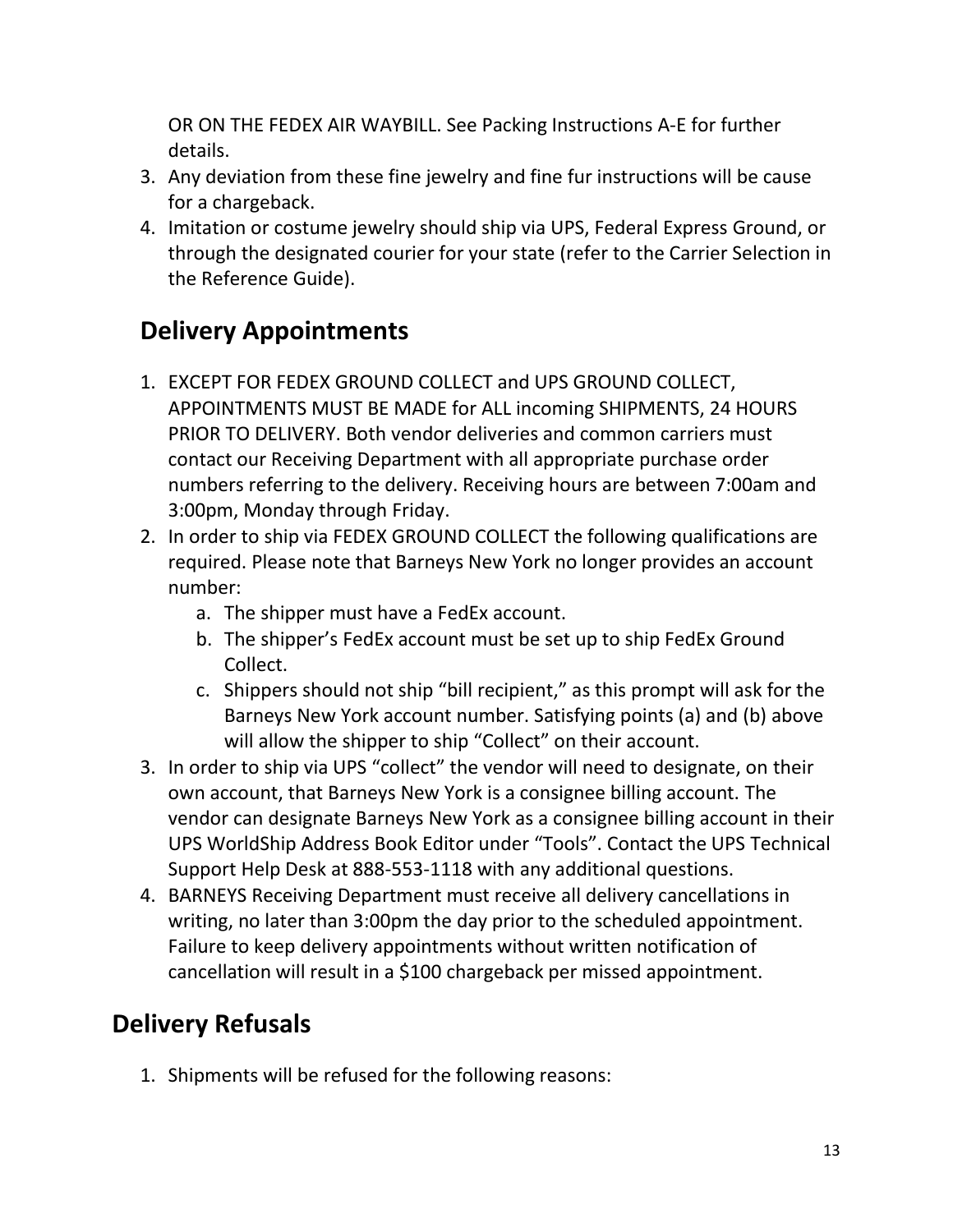OR ON THE FEDEX AIR WAYBILL. See Packing Instructions A-E for further details.

3. Any deviation from these fine jewelry and fine fur instructions will be cause for a chargeback.
4. Imitation or costume jewelry should ship via UPS, Federal Express Ground, or through the designated courier for your state (refer to the Carrier Selection in the Reference Guide).

## Delivery Appointments

1. EXCEPT FOR FEDEX GROUND COLLECT and UPS GROUND COLLECT, APPOINTMENTS MUST BE MADE for ALL incoming SHIPMENTS, 24 HOURS PRIOR TO DELIVERY. Both vendor deliveries and common carriers must contact our Receiving Department with all appropriate purchase order numbers referring to the delivery. Receiving hours are between 7:00am and 3:00pm, Monday through Friday.
2. In order to ship via FEDEX GROUND COLLECT the following qualifications are required. Please note that Barneys New York no longer provides an account number:
   a. The shipper must have a FedEx account.
   b. The shipper's FedEx account must be set up to ship FedEx Ground Collect.
   c. Shippers should not ship "bill recipient," as this prompt will ask for the Barneys New York account number. Satisfying points (a) and (b) above will allow the shipper to ship "Collect" on their account.
3. In order to ship via UPS "collect" the vendor will need to designate, on their own account, that Barneys New York is a consignee billing account. The vendor can designate Barneys New York as a consignee billing account in their UPS WorldShip Address Book Editor under "Tools". Contact the UPS Technical Support Help Desk at 888-553-1118 with any additional questions.
4. BARNEYS Receiving Department must receive all delivery cancellations in writing, no later than 3:00pm the day prior to the scheduled appointment. Failure to keep delivery appointments without written notification of cancellation will result in a $100 chargeback per missed appointment.

## Delivery Refusals

1. Shipments will be refused for the following reasons: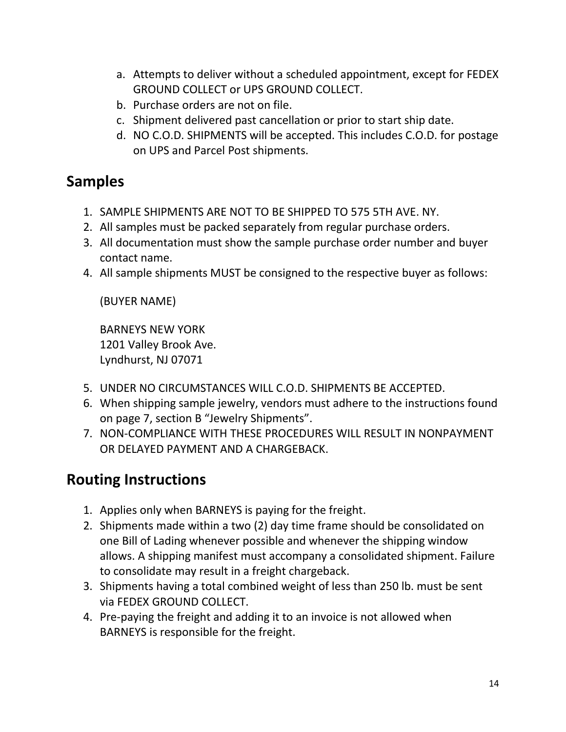a. Attempts to deliver without a scheduled appointment, except for FEDEX GROUND COLLECT or UPS GROUND COLLECT.
b. Purchase orders are not on file.
c. Shipment delivered past cancellation or prior to start ship date.
d. NO C.O.D. SHIPMENTS will be accepted. This includes C.O.D. for postage on UPS and Parcel Post shipments.

## Samples

1. SAMPLE SHIPMENTS ARE NOT TO BE SHIPPED TO 575 5TH AVE. NY.
2. All samples must be packed separately from regular purchase orders.
3. All documentation must show the sample purchase order number and buyer contact name.
4. All sample shipments MUST be consigned to the respective buyer as follows:

   (BUYER NAME)

   BARNEYS NEW YORK
   1201 Valley Brook Ave.
   Lyndhurst, NJ 07071

5. UNDER NO CIRCUMSTANCES WILL C.O.D. SHIPMENTS BE ACCEPTED.
6. When shipping sample jewelry, vendors must adhere to the instructions found on page 7, section B "Jewelry Shipments".
7. NON-COMPLIANCE WITH THESE PROCEDURES WILL RESULT IN NONPAYMENT OR DELAYED PAYMENT AND A CHARGEBACK.

## Routing Instructions

1. Applies only when BARNEYS is paying for the freight.
2. Shipments made within a two (2) day time frame should be consolidated on one Bill of Lading whenever possible and whenever the shipping window allows. A shipping manifest must accompany a consolidated shipment. Failure to consolidate may result in a freight chargeback.
3. Shipments having a total combined weight of less than 250 lb. must be sent via FEDEX GROUND COLLECT.
4. Pre-paying the freight and adding it to an invoice is not allowed when BARNEYS is responsible for the freight.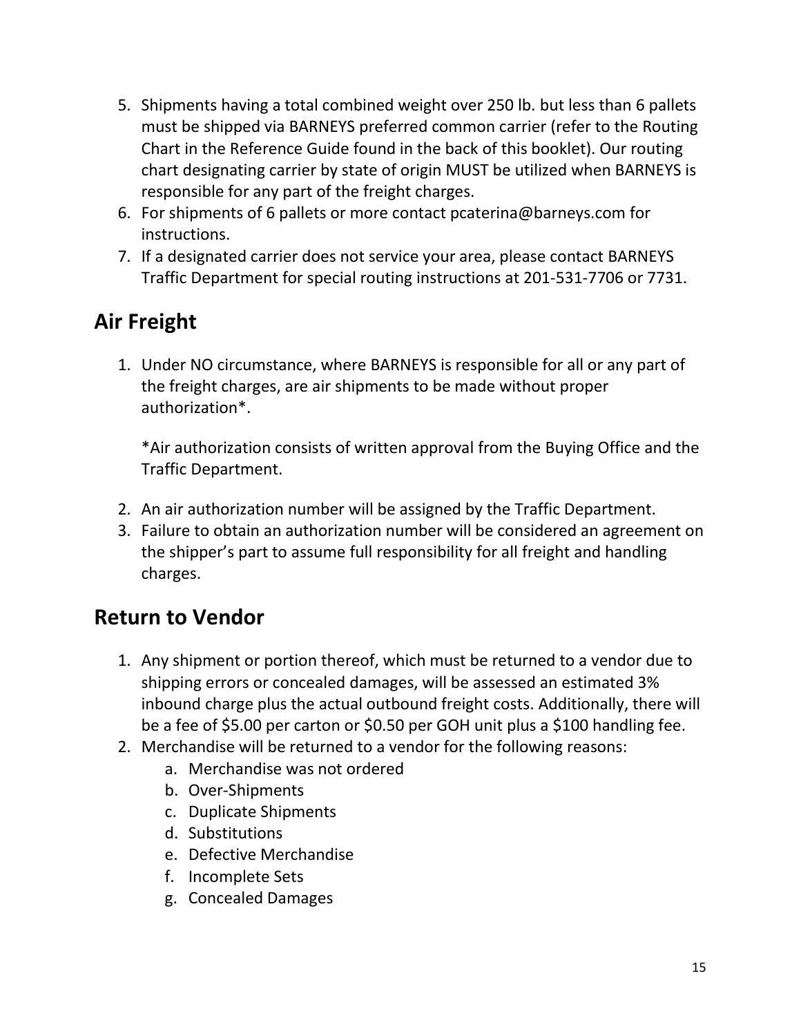5. Shipments having a total combined weight over 250 lb. but less than 6 pallets must be shipped via BARNEYS preferred common carrier (refer to the Routing Chart in the Reference Guide found in the back of this booklet). Our routing chart designating carrier by state of origin MUST be utilized when BARNEYS is responsible for any part of the freight charges.
6. For shipments of 6 pallets or more contact pcaterina@barneys.com for instructions.
7. If a designated carrier does not service your area, please contact BARNEYS Traffic Department for special routing instructions at 201-531-7706 or 7731.

## Air Freight

1. Under NO circumstance, where BARNEYS is responsible for all or any part of the freight charges, are air shipments to be made without proper authorization*.

   *Air authorization consists of written approval from the Buying Office and the Traffic Department.

2. An air authorization number will be assigned by the Traffic Department.
3. Failure to obtain an authorization number will be considered an agreement on the shipper's part to assume full responsibility for all freight and handling charges.

## Return to Vendor

1. Any shipment or portion thereof, which must be returned to a vendor due to shipping errors or concealed damages, will be assessed an estimated 3% inbound charge plus the actual outbound freight costs. Additionally, there will be a fee of $5.00 per carton or $0.50 per GOH unit plus a $100 handling fee.
2. Merchandise will be returned to a vendor for the following reasons:
   a. Merchandise was not ordered
   b. Over-Shipments
   c. Duplicate Shipments
   d. Substitutions
   e. Defective Merchandise
   f. Incomplete Sets
   g. Concealed Damages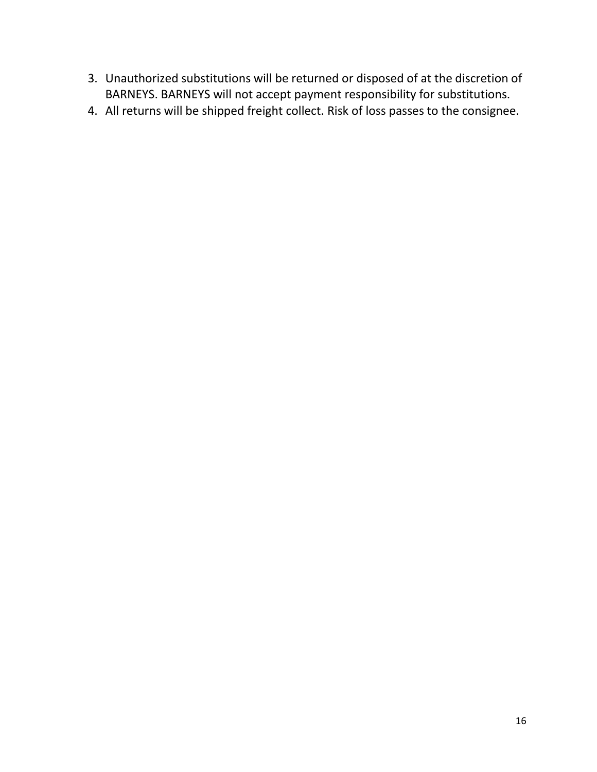3. Unauthorized substitutions will be returned or disposed of at the discretion of BARNEYS. BARNEYS will not accept payment responsibility for substitutions.
4. All returns will be shipped freight collect. Risk of loss passes to the consignee.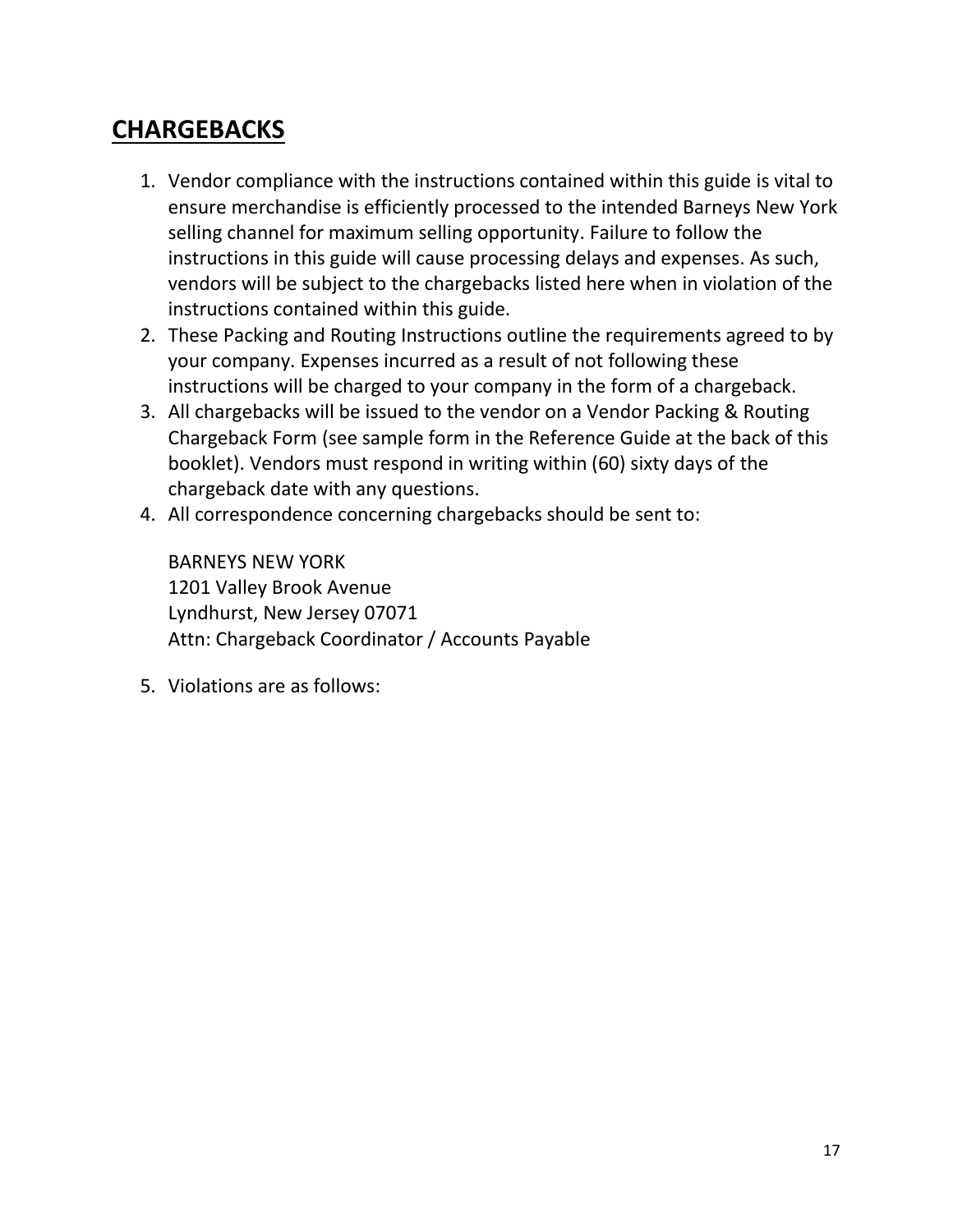## CHARGEBACKS

1. Vendor compliance with the instructions contained within this guide is vital to ensure merchandise is efficiently processed to the intended Barneys New York selling channel for maximum selling opportunity. Failure to follow the instructions in this guide will cause processing delays and expenses. As such, vendors will be subject to the chargebacks listed here when in violation of the instructions contained within this guide.
2. These Packing and Routing Instructions outline the requirements agreed to by your company. Expenses incurred as a result of not following these instructions will be charged to your company in the form of a chargeback.
3. All chargebacks will be issued to the vendor on a Vendor Packing & Routing Chargeback Form (see sample form in the Reference Guide at the back of this booklet). Vendors must respond in writing within (60) sixty days of the chargeback date with any questions.
4. All correspondence concerning chargebacks should be sent to:

   BARNEYS NEW YORK
   1201 Valley Brook Avenue
   Lyndhurst, New Jersey 07071
   Attn: Chargeback Coordinator / Accounts Payable

5. Violations are as follows: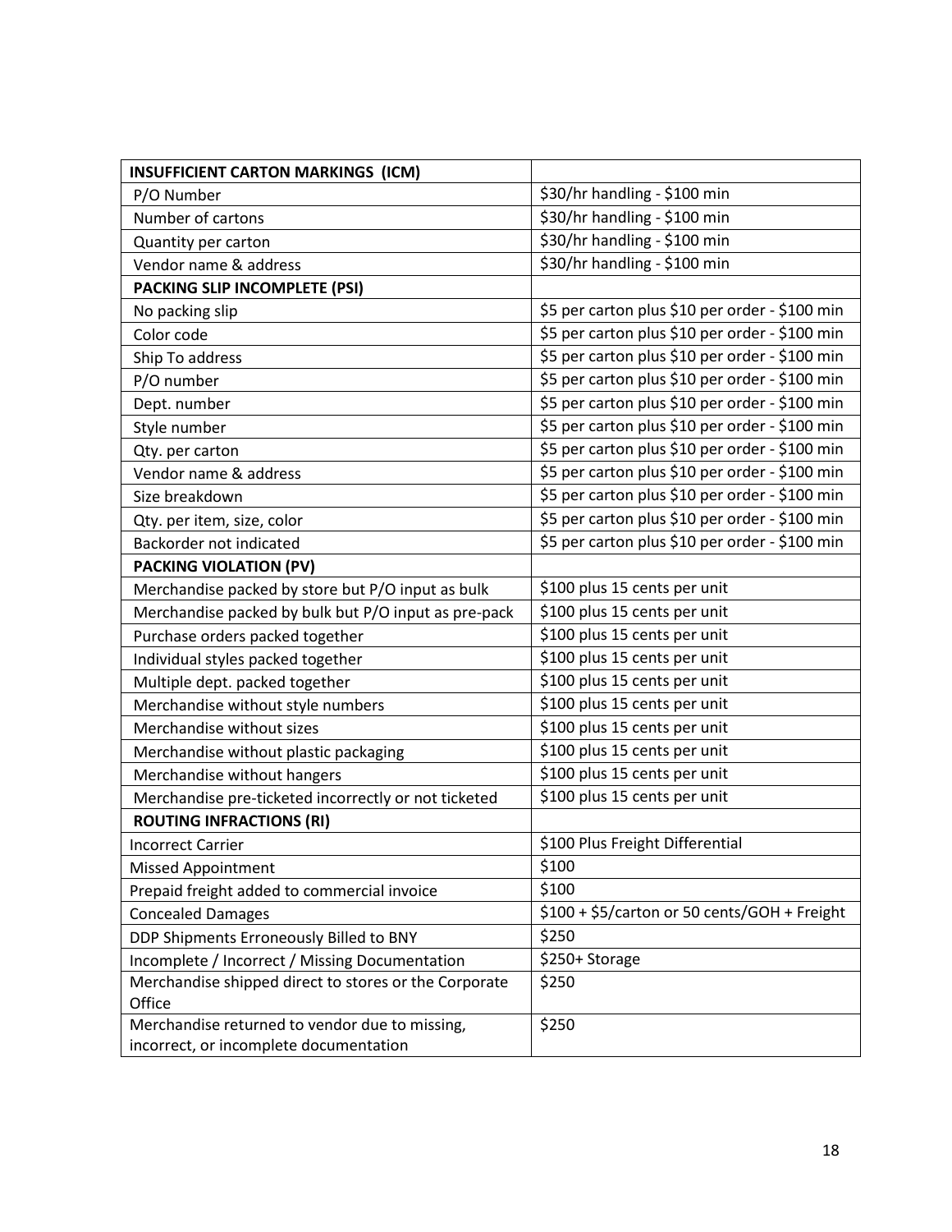| **INSUFFICIENT CARTON MARKINGS (ICM)** | |
|---|---|
| P/O Number | $30/hr handling - $100 min |
| Number of cartons | $30/hr handling - $100 min |
| Quantity per carton | $30/hr handling - $100 min |
| Vendor name & address | $30/hr handling - $100 min |
| **PACKING SLIP INCOMPLETE (PSI)** | |
| No packing slip | $5 per carton plus $10 per order - $100 min |
| Color code | $5 per carton plus $10 per order - $100 min |
| Ship To address | $5 per carton plus $10 per order - $100 min |
| P/O number | $5 per carton plus $10 per order - $100 min |
| Dept. number | $5 per carton plus $10 per order - $100 min |
| Style number | $5 per carton plus $10 per order - $100 min |
| Qty. per carton | $5 per carton plus $10 per order - $100 min |
| Vendor name & address | $5 per carton plus $10 per order - $100 min |
| Size breakdown | $5 per carton plus $10 per order - $100 min |
| Qty. per item, size, color | $5 per carton plus $10 per order - $100 min |
| Backorder not indicated | $5 per carton plus $10 per order - $100 min |
| **PACKING VIOLATION (PV)** | |
| Merchandise packed by store but P/O input as bulk | $100 plus 15 cents per unit |
| Merchandise packed by bulk but P/O input as pre-pack | $100 plus 15 cents per unit |
| Purchase orders packed together | $100 plus 15 cents per unit |
| Individual styles packed together | $100 plus 15 cents per unit |
| Multiple dept. packed together | $100 plus 15 cents per unit |
| Merchandise without style numbers | $100 plus 15 cents per unit |
| Merchandise without sizes | $100 plus 15 cents per unit |
| Merchandise without plastic packaging | $100 plus 15 cents per unit |
| Merchandise without hangers | $100 plus 15 cents per unit |
| Merchandise pre-ticketed incorrectly or not ticketed | $100 plus 15 cents per unit |
| **ROUTING INFRACTIONS (RI)** | |
| Incorrect Carrier | $100 Plus Freight Differential |
| Missed Appointment | $100 |
| Prepaid freight added to commercial invoice | $100 |
| Concealed Damages | $100 + $5/carton or 50 cents/GOH + Freight |
| DDP Shipments Erroneously Billed to BNY | $250 |
| Incomplete / Incorrect / Missing Documentation | $250+ Storage |
| Merchandise shipped direct to stores or the Corporate Office | $250 |
| Merchandise returned to vendor due to missing, incorrect, or incomplete documentation | $250 |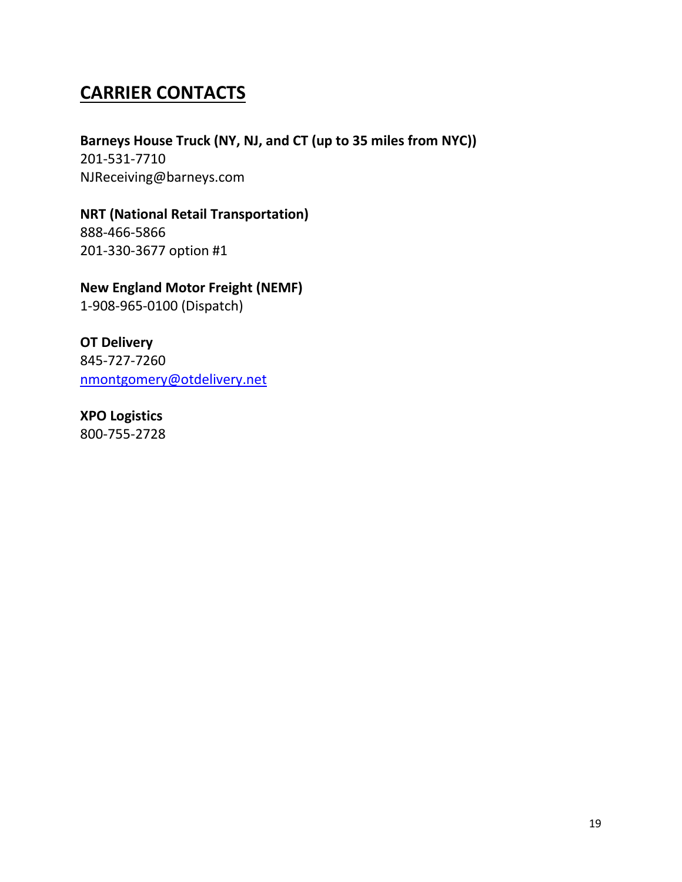## CARRIER CONTACTS

**Barneys House Truck (NY, NJ, and CT (up to 35 miles from NYC))**
201-531-7710
NJReceiving@barneys.com

**NRT (National Retail Transportation)**
888-466-5866
201-330-3677 option #1

**New England Motor Freight (NEMF)**
1-908-965-0100 (Dispatch)

**OT Delivery**
845-727-7260
nmontgomery@otdelivery.net

**XPO Logistics**
800-755-2728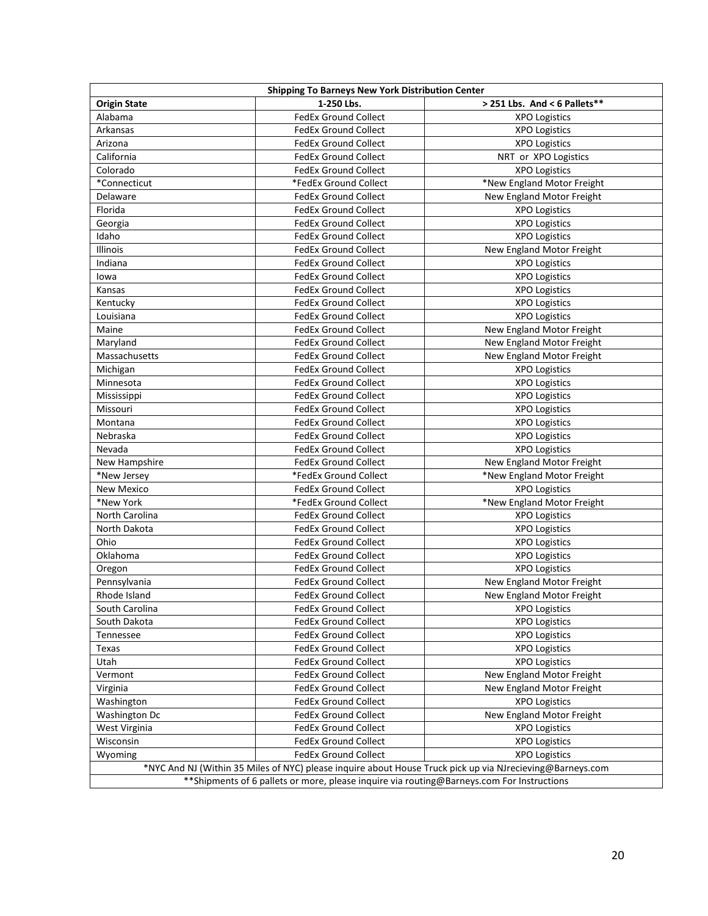| Shipping To Barneys New York Distribution Center | | |
|---|---|---|
| **Origin State** | **1-250 Lbs.** | **> 251 Lbs. And < 6 Pallets**** |
| Alabama | FedEx Ground Collect | XPO Logistics |
| Arkansas | FedEx Ground Collect | XPO Logistics |
| Arizona | FedEx Ground Collect | XPO Logistics |
| California | FedEx Ground Collect | NRT or XPO Logistics |
| Colorado | FedEx Ground Collect | XPO Logistics |
| *Connecticut | *FedEx Ground Collect | *New England Motor Freight |
| Delaware | FedEx Ground Collect | New England Motor Freight |
| Florida | FedEx Ground Collect | XPO Logistics |
| Georgia | FedEx Ground Collect | XPO Logistics |
| Idaho | FedEx Ground Collect | XPO Logistics |
| Illinois | FedEx Ground Collect | New England Motor Freight |
| Indiana | FedEx Ground Collect | XPO Logistics |
| Iowa | FedEx Ground Collect | XPO Logistics |
| Kansas | FedEx Ground Collect | XPO Logistics |
| Kentucky | FedEx Ground Collect | XPO Logistics |
| Louisiana | FedEx Ground Collect | XPO Logistics |
| Maine | FedEx Ground Collect | New England Motor Freight |
| Maryland | FedEx Ground Collect | New England Motor Freight |
| Massachusetts | FedEx Ground Collect | New England Motor Freight |
| Michigan | FedEx Ground Collect | XPO Logistics |
| Minnesota | FedEx Ground Collect | XPO Logistics |
| Mississippi | FedEx Ground Collect | XPO Logistics |
| Missouri | FedEx Ground Collect | XPO Logistics |
| Montana | FedEx Ground Collect | XPO Logistics |
| Nebraska | FedEx Ground Collect | XPO Logistics |
| Nevada | FedEx Ground Collect | XPO Logistics |
| New Hampshire | FedEx Ground Collect | New England Motor Freight |
| *New Jersey | *FedEx Ground Collect | *New England Motor Freight |
| New Mexico | FedEx Ground Collect | XPO Logistics |
| *New York | *FedEx Ground Collect | *New England Motor Freight |
| North Carolina | FedEx Ground Collect | XPO Logistics |
| North Dakota | FedEx Ground Collect | XPO Logistics |
| Ohio | FedEx Ground Collect | XPO Logistics |
| Oklahoma | FedEx Ground Collect | XPO Logistics |
| Oregon | FedEx Ground Collect | XPO Logistics |
| Pennsylvania | FedEx Ground Collect | New England Motor Freight |
| Rhode Island | FedEx Ground Collect | New England Motor Freight |
| South Carolina | FedEx Ground Collect | XPO Logistics |
| South Dakota | FedEx Ground Collect | XPO Logistics |
| Tennessee | FedEx Ground Collect | XPO Logistics |
| Texas | FedEx Ground Collect | XPO Logistics |
| Utah | FedEx Ground Collect | XPO Logistics |
| Vermont | FedEx Ground Collect | New England Motor Freight |
| Virginia | FedEx Ground Collect | New England Motor Freight |
| Washington | FedEx Ground Collect | XPO Logistics |
| Washington Dc | FedEx Ground Collect | New England Motor Freight |
| West Virginia | FedEx Ground Collect | XPO Logistics |
| Wisconsin | FedEx Ground Collect | XPO Logistics |
| Wyoming | FedEx Ground Collect | XPO Logistics |
| *NYC And NJ (Within 35 Miles of NYC) please inquire about House Truck pick up via NJrecieving@Barneys.com | | |
| **Shipments of 6 pallets or more, please inquire via routing@Barneys.com For Instructions | | |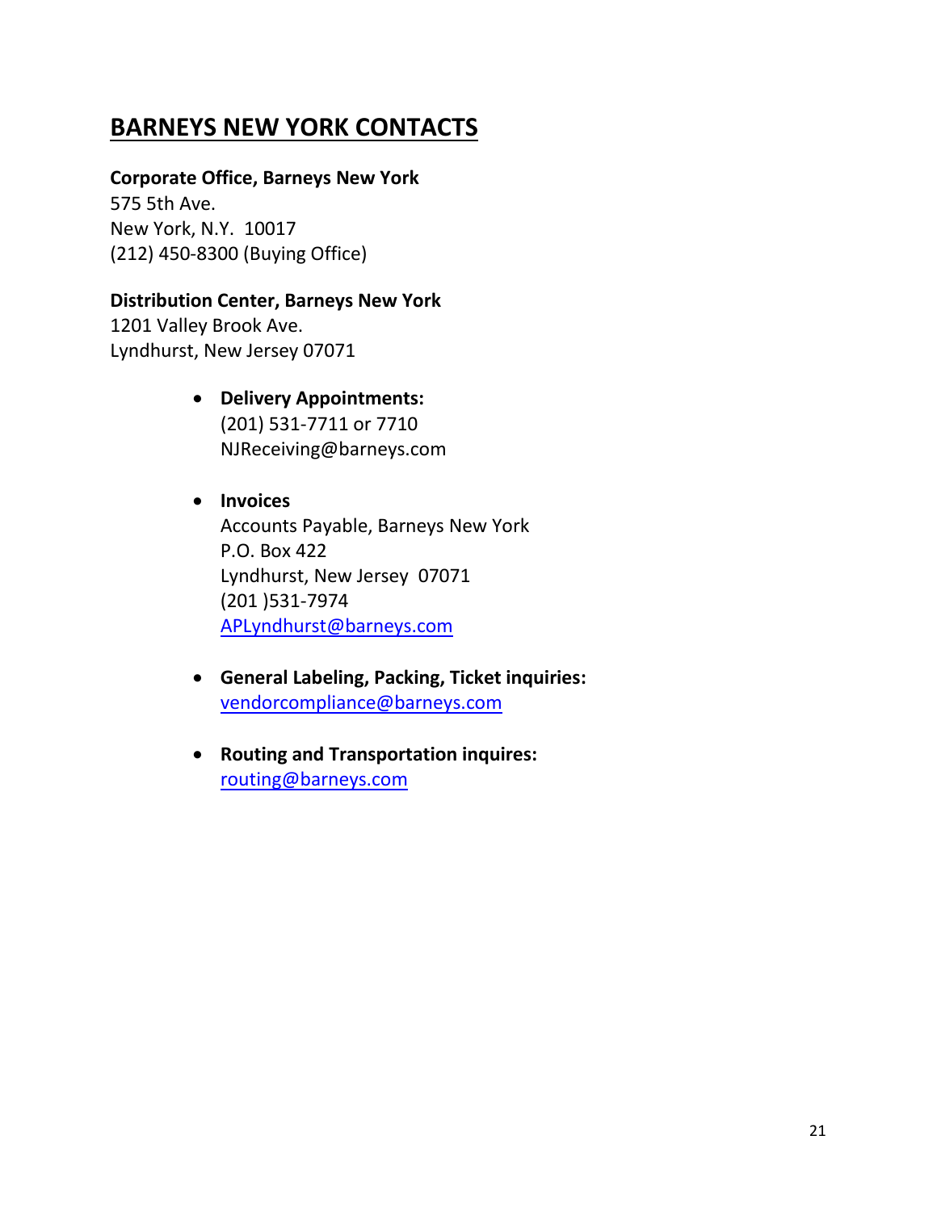# BARNEYS NEW YORK CONTACTS

**Corporate Office, Barneys New York**
575 5th Ave.
New York, N.Y. 10017
(212) 450-8300 (Buying Office)

**Distribution Center, Barneys New York**
1201 Valley Brook Ave.
Lyndhurst, New Jersey 07071

- **Delivery Appointments:**
  (201) 531-7711 or 7710
  NJReceiving@barneys.com

- **Invoices**
  Accounts Payable, Barneys New York
  P.O. Box 422
  Lyndhurst, New Jersey 07071
  (201 )531-7974
  APLyndhurst@barneys.com

- **General Labeling, Packing, Ticket inquiries:**
  vendorcompliance@barneys.com

- **Routing and Transportation inquires:**
  routing@barneys.com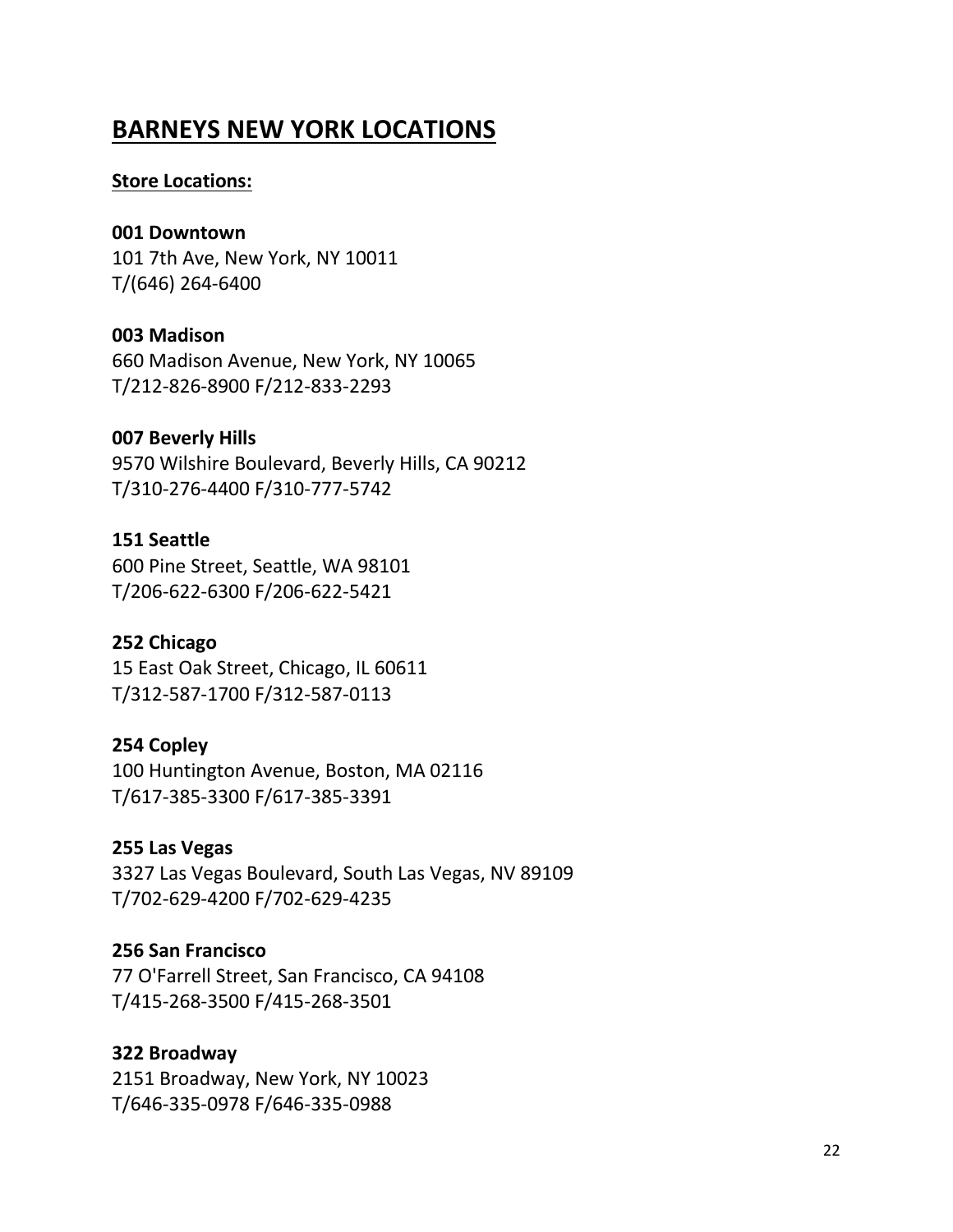# BARNEYS NEW YORK LOCATIONS

## Store Locations:

**001 Downtown**
101 7th Ave, New York, NY 10011
T/(646) 264-6400

**003 Madison**
660 Madison Avenue, New York, NY 10065
T/212-826-8900 F/212-833-2293

**007 Beverly Hills**
9570 Wilshire Boulevard, Beverly Hills, CA 90212
T/310-276-4400 F/310-777-5742

**151 Seattle**
600 Pine Street, Seattle, WA 98101
T/206-622-6300 F/206-622-5421

**252 Chicago**
15 East Oak Street, Chicago, IL 60611
T/312-587-1700 F/312-587-0113

**254 Copley**
100 Huntington Avenue, Boston, MA 02116
T/617-385-3300 F/617-385-3391

**255 Las Vegas**
3327 Las Vegas Boulevard, South Las Vegas, NV 89109
T/702-629-4200 F/702-629-4235

**256 San Francisco**
77 O'Farrell Street, San Francisco, CA 94108
T/415-268-3500 F/415-268-3501

**322 Broadway**
2151 Broadway, New York, NY 10023
T/646-335-0978 F/646-335-0988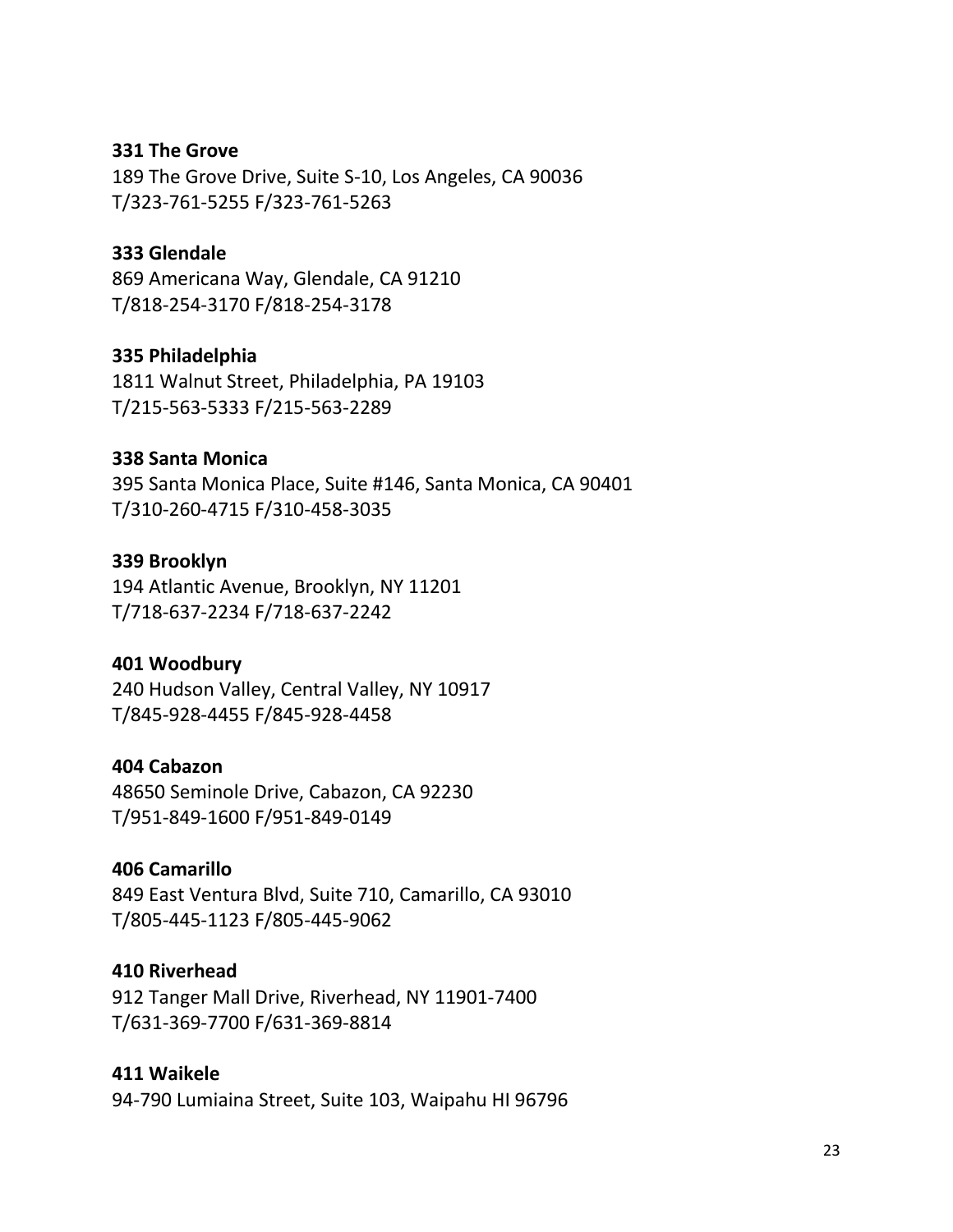**331 The Grove**
189 The Grove Drive, Suite S-10, Los Angeles, CA 90036
T/323-761-5255 F/323-761-5263

**333 Glendale**
869 Americana Way, Glendale, CA 91210
T/818-254-3170 F/818-254-3178

**335 Philadelphia**
1811 Walnut Street, Philadelphia, PA 19103
T/215-563-5333 F/215-563-2289

**338 Santa Monica**
395 Santa Monica Place, Suite #146, Santa Monica, CA 90401
T/310-260-4715 F/310-458-3035

**339 Brooklyn**
194 Atlantic Avenue, Brooklyn, NY 11201
T/718-637-2234 F/718-637-2242

**401 Woodbury**
240 Hudson Valley, Central Valley, NY 10917
T/845-928-4455 F/845-928-4458

**404 Cabazon**
48650 Seminole Drive, Cabazon, CA 92230
T/951-849-1600 F/951-849-0149

**406 Camarillo**
849 East Ventura Blvd, Suite 710, Camarillo, CA 93010
T/805-445-1123 F/805-445-9062

**410 Riverhead**
912 Tanger Mall Drive, Riverhead, NY 11901-7400
T/631-369-7700 F/631-369-8814

**411 Waikele**
94-790 Lumiaina Street, Suite 103, Waipahu HI 96796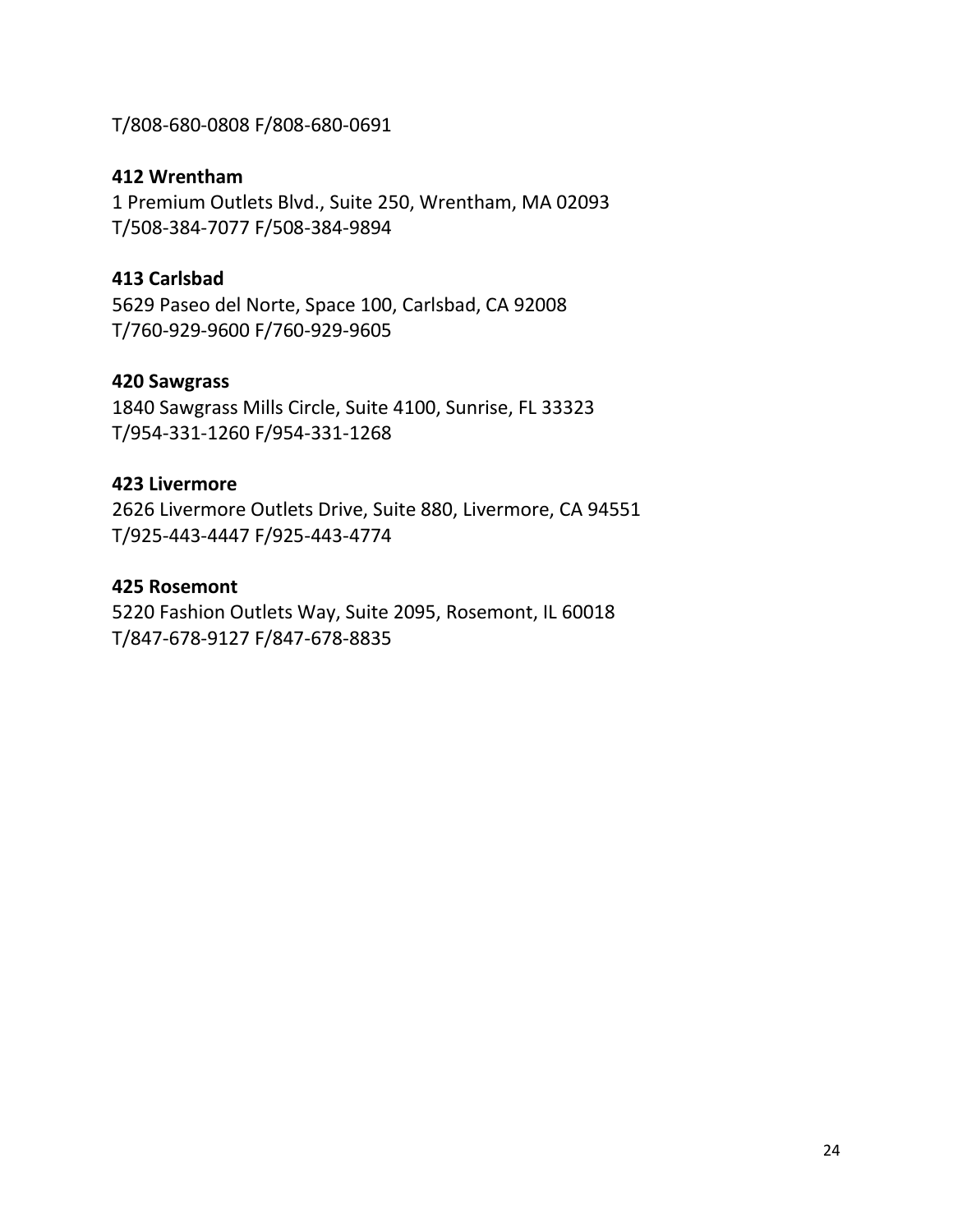T/808-680-0808 F/808-680-0691

**412 Wrentham**
1 Premium Outlets Blvd., Suite 250, Wrentham, MA 02093
T/508-384-7077 F/508-384-9894

**413 Carlsbad**
5629 Paseo del Norte, Space 100, Carlsbad, CA 92008
T/760-929-9600 F/760-929-9605

**420 Sawgrass**
1840 Sawgrass Mills Circle, Suite 4100, Sunrise, FL 33323
T/954-331-1260 F/954-331-1268

**423 Livermore**
2626 Livermore Outlets Drive, Suite 880, Livermore, CA 94551
T/925-443-4447 F/925-443-4774

**425 Rosemont**
5220 Fashion Outlets Way, Suite 2095, Rosemont, IL 60018
T/847-678-9127 F/847-678-8835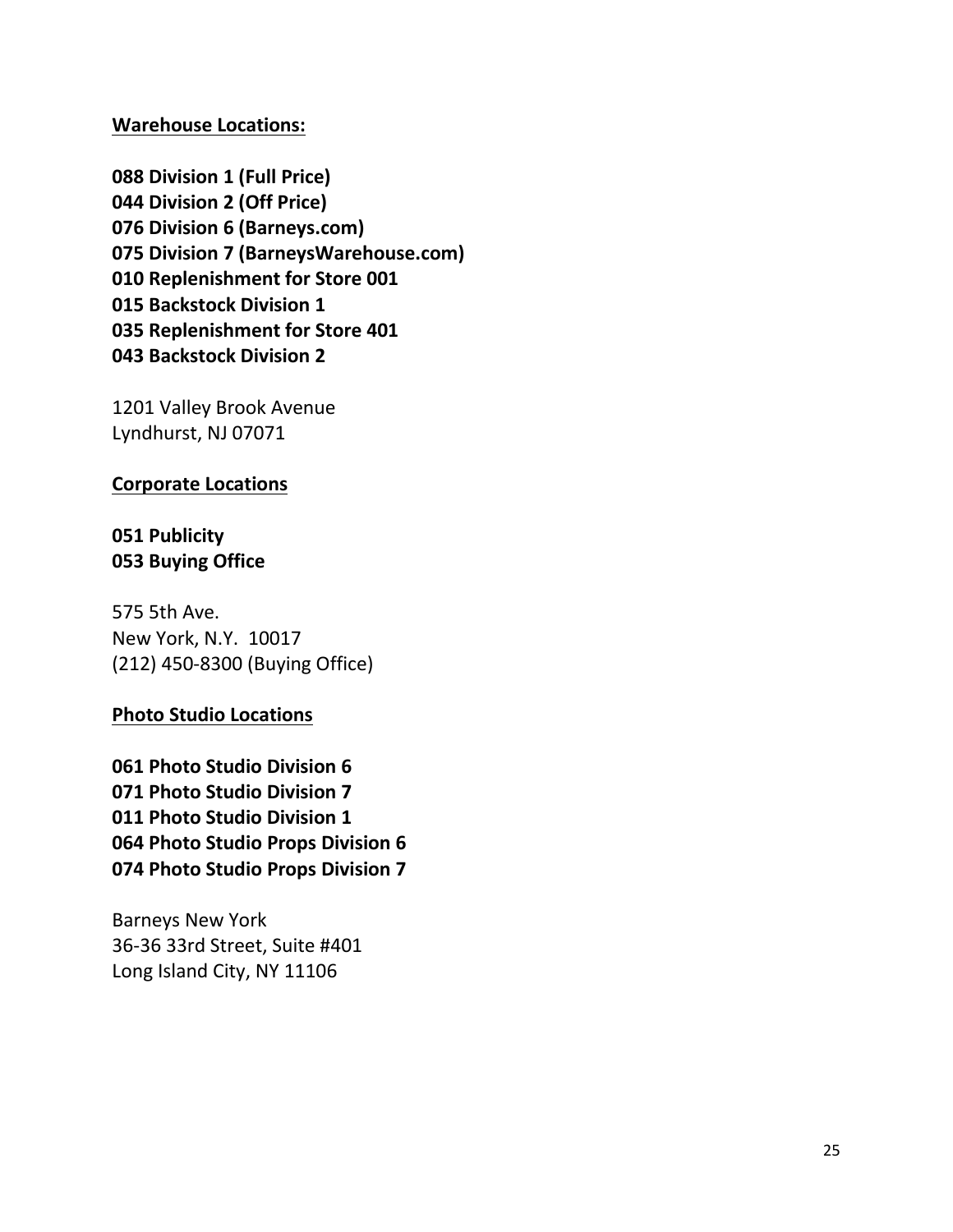**Warehouse Locations:**

**088 Division 1 (Full Price)**
**044 Division 2 (Off Price)**
**076 Division 6 (Barneys.com)**
**075 Division 7 (BarneysWarehouse.com)**
**010 Replenishment for Store 001**
**015 Backstock Division 1**
**035 Replenishment for Store 401**
**043 Backstock Division 2**

1201 Valley Brook Avenue
Lyndhurst, NJ 07071

**Corporate Locations**

**051 Publicity**
**053 Buying Office**

575 5th Ave.
New York, N.Y. 10017
(212) 450-8300 (Buying Office)

**Photo Studio Locations**

**061 Photo Studio Division 6**
**071 Photo Studio Division 7**
**011 Photo Studio Division 1**
**064 Photo Studio Props Division 6**
**074 Photo Studio Props Division 7**

Barneys New York
36-36 33rd Street, Suite #401
Long Island City, NY 11106